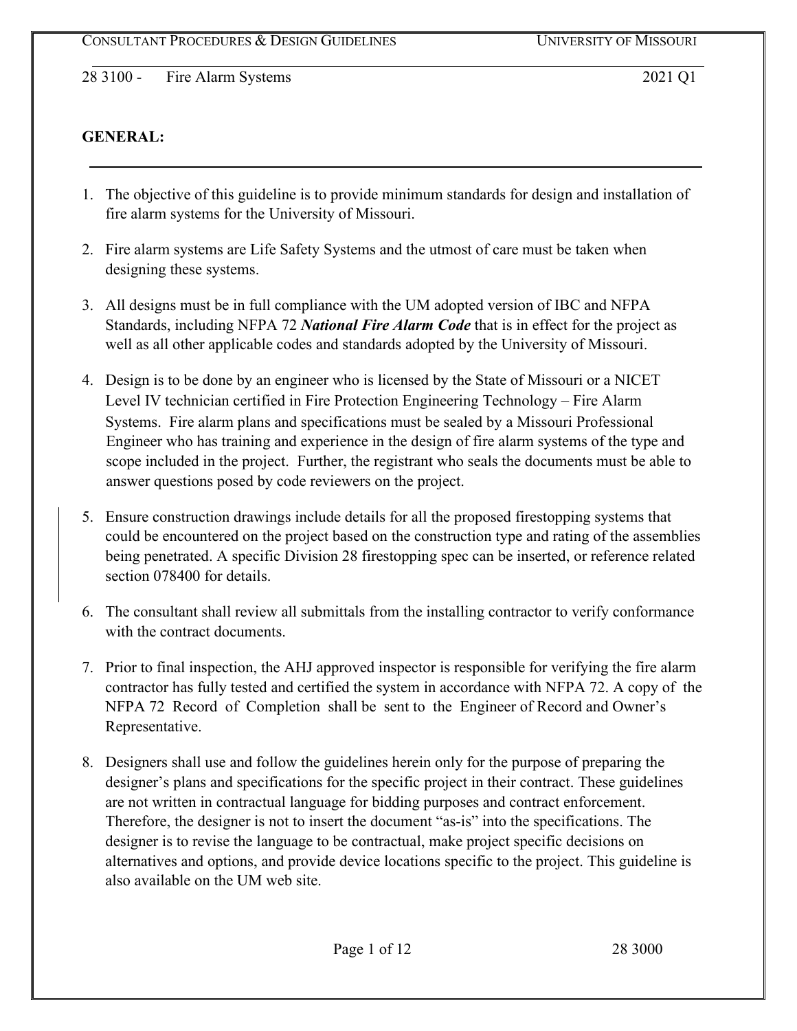# 28 3100 - Fire Alarm Systems

## GENERAL:

1. The objective of this guideline is to provide minimum standards for design and installation of fire alarm systems for the University of Missouri.

2. Fire alarm systems are Life Safety Systems and the utmost of care must be taken when designing these systems.

3. All designs must be in full compliance with the UM adopted version of IBC and NFPA Standards, including NFPA 72 ***National Fire Alarm Code*** that is in effect for the project as well as all other applicable codes and standards adopted by the University of Missouri.

4. Design is to be done by an engineer who is licensed by the State of Missouri or a NICET Level IV technician certified in Fire Protection Engineering Technology – Fire Alarm Systems. Fire alarm plans and specifications must be sealed by a Missouri Professional Engineer who has training and experience in the design of fire alarm systems of the type and scope included in the project. Further, the registrant who seals the documents must be able to answer questions posed by code reviewers on the project.

5. Ensure construction drawings include details for all the proposed firestopping systems that could be encountered on the project based on the construction type and rating of the assemblies being penetrated. A specific Division 28 firestopping spec can be inserted, or reference related section 078400 for details.

6. The consultant shall review all submittals from the installing contractor to verify conformance with the contract documents.

7. Prior to final inspection, the AHJ approved inspector is responsible for verifying the fire alarm contractor has fully tested and certified the system in accordance with NFPA 72. A copy of the NFPA 72 Record of Completion shall be sent to the Engineer of Record and Owner's Representative.

8. Designers shall use and follow the guidelines herein only for the purpose of preparing the designer's plans and specifications for the specific project in their contract. These guidelines are not written in contractual language for bidding purposes and contract enforcement. Therefore, the designer is not to insert the document "as-is" into the specifications. The designer is to revise the language to be contractual, make project specific decisions on alternatives and options, and provide device locations specific to the project. This guideline is also available on the UM web site.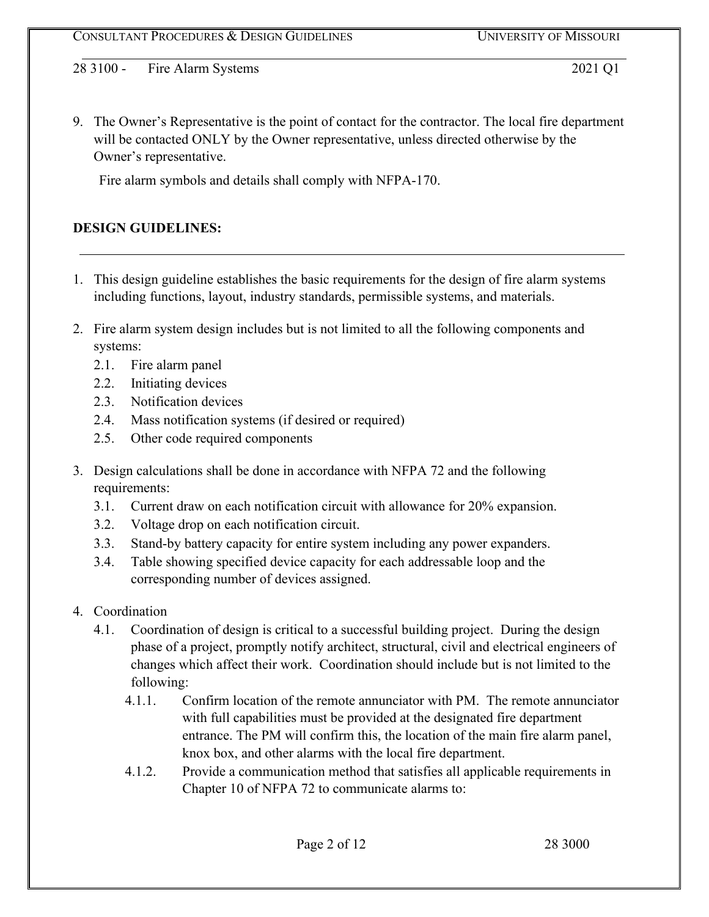9. The Owner's Representative is the point of contact for the contractor. The local fire department will be contacted ONLY by the Owner representative, unless directed otherwise by the Owner's representative.

   Fire alarm symbols and details shall comply with NFPA-170.

**DESIGN GUIDELINES:**

1. This design guideline establishes the basic requirements for the design of fire alarm systems including functions, layout, industry standards, permissible systems, and materials.

2. Fire alarm system design includes but is not limited to all the following components and systems:
   - 2.1. Fire alarm panel
   - 2.2. Initiating devices
   - 2.3. Notification devices
   - 2.4. Mass notification systems (if desired or required)
   - 2.5. Other code required components

3. Design calculations shall be done in accordance with NFPA 72 and the following requirements:
   - 3.1. Current draw on each notification circuit with allowance for 20% expansion.
   - 3.2. Voltage drop on each notification circuit.
   - 3.3. Stand-by battery capacity for entire system including any power expanders.
   - 3.4. Table showing specified device capacity for each addressable loop and the corresponding number of devices assigned.

4. Coordination
   - 4.1. Coordination of design is critical to a successful building project. During the design phase of a project, promptly notify architect, structural, civil and electrical engineers of changes which affect their work. Coordination should include but is not limited to the following:
     - 4.1.1. Confirm location of the remote annunciator with PM. The remote annunciator with full capabilities must be provided at the designated fire department entrance. The PM will confirm this, the location of the main fire alarm panel, knox box, and other alarms with the local fire department.
     - 4.1.2. Provide a communication method that satisfies all applicable requirements in Chapter 10 of NFPA 72 to communicate alarms to: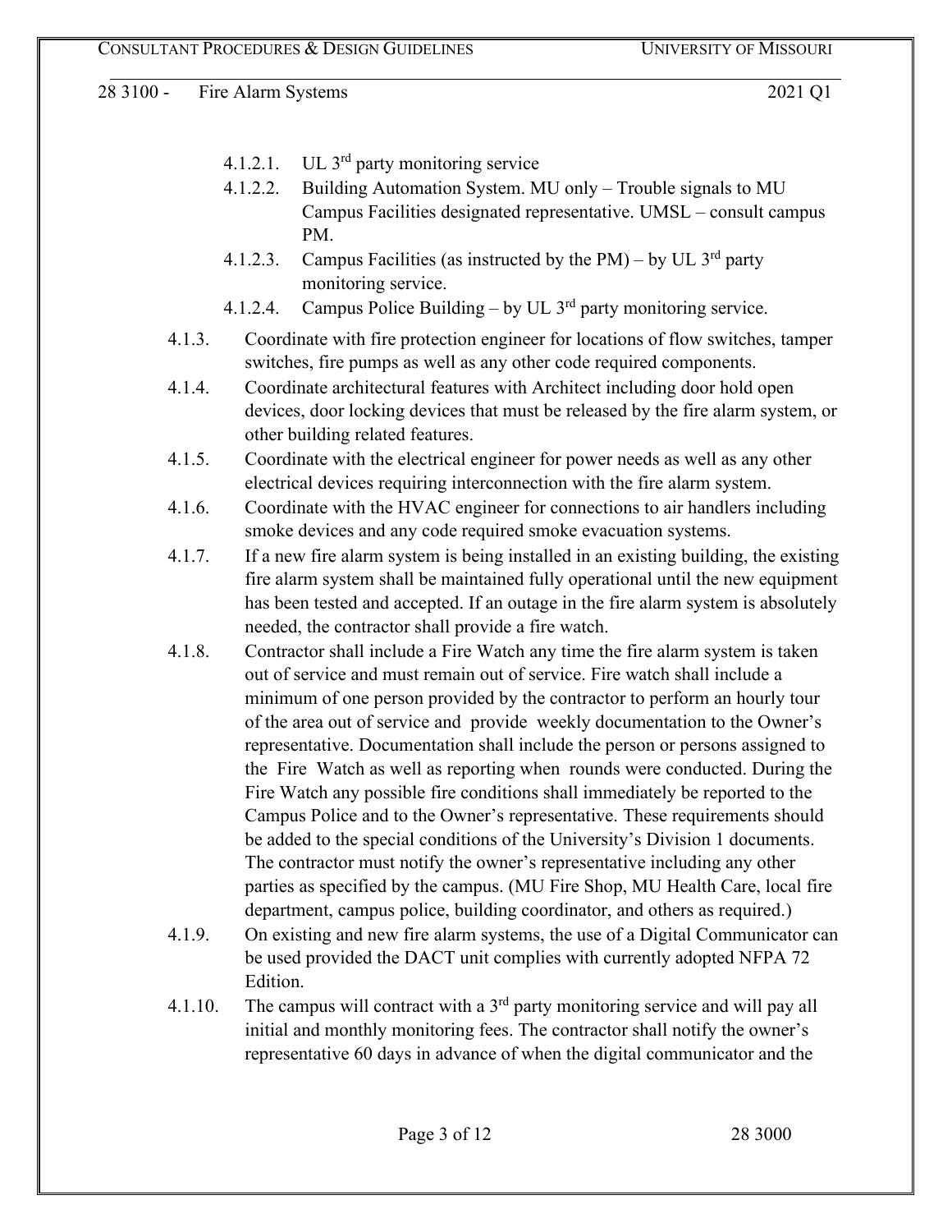- 4.1.2.1. UL 3rd party monitoring service
- 4.1.2.2. Building Automation System. MU only – Trouble signals to MU Campus Facilities designated representative. UMSL – consult campus PM.
- 4.1.2.3. Campus Facilities (as instructed by the PM) – by UL 3rd party monitoring service.
- 4.1.2.4. Campus Police Building – by UL 3rd party monitoring service.

4.1.3. Coordinate with fire protection engineer for locations of flow switches, tamper switches, fire pumps as well as any other code required components.

4.1.4. Coordinate architectural features with Architect including door hold open devices, door locking devices that must be released by the fire alarm system, or other building related features.

4.1.5. Coordinate with the electrical engineer for power needs as well as any other electrical devices requiring interconnection with the fire alarm system.

4.1.6. Coordinate with the HVAC engineer for connections to air handlers including smoke devices and any code required smoke evacuation systems.

4.1.7. If a new fire alarm system is being installed in an existing building, the existing fire alarm system shall be maintained fully operational until the new equipment has been tested and accepted. If an outage in the fire alarm system is absolutely needed, the contractor shall provide a fire watch.

4.1.8. Contractor shall include a Fire Watch any time the fire alarm system is taken out of service and must remain out of service. Fire watch shall include a minimum of one person provided by the contractor to perform an hourly tour of the area out of service and provide weekly documentation to the Owner's representative. Documentation shall include the person or persons assigned to the Fire Watch as well as reporting when rounds were conducted. During the Fire Watch any possible fire conditions shall immediately be reported to the Campus Police and to the Owner's representative. These requirements should be added to the special conditions of the University's Division 1 documents. The contractor must notify the owner's representative including any other parties as specified by the campus. (MU Fire Shop, MU Health Care, local fire department, campus police, building coordinator, and others as required.)

4.1.9. On existing and new fire alarm systems, the use of a Digital Communicator can be used provided the DACT unit complies with currently adopted NFPA 72 Edition.

4.1.10. The campus will contract with a 3rd party monitoring service and will pay all initial and monthly monitoring fees. The contractor shall notify the owner's representative 60 days in advance of when the digital communicator and the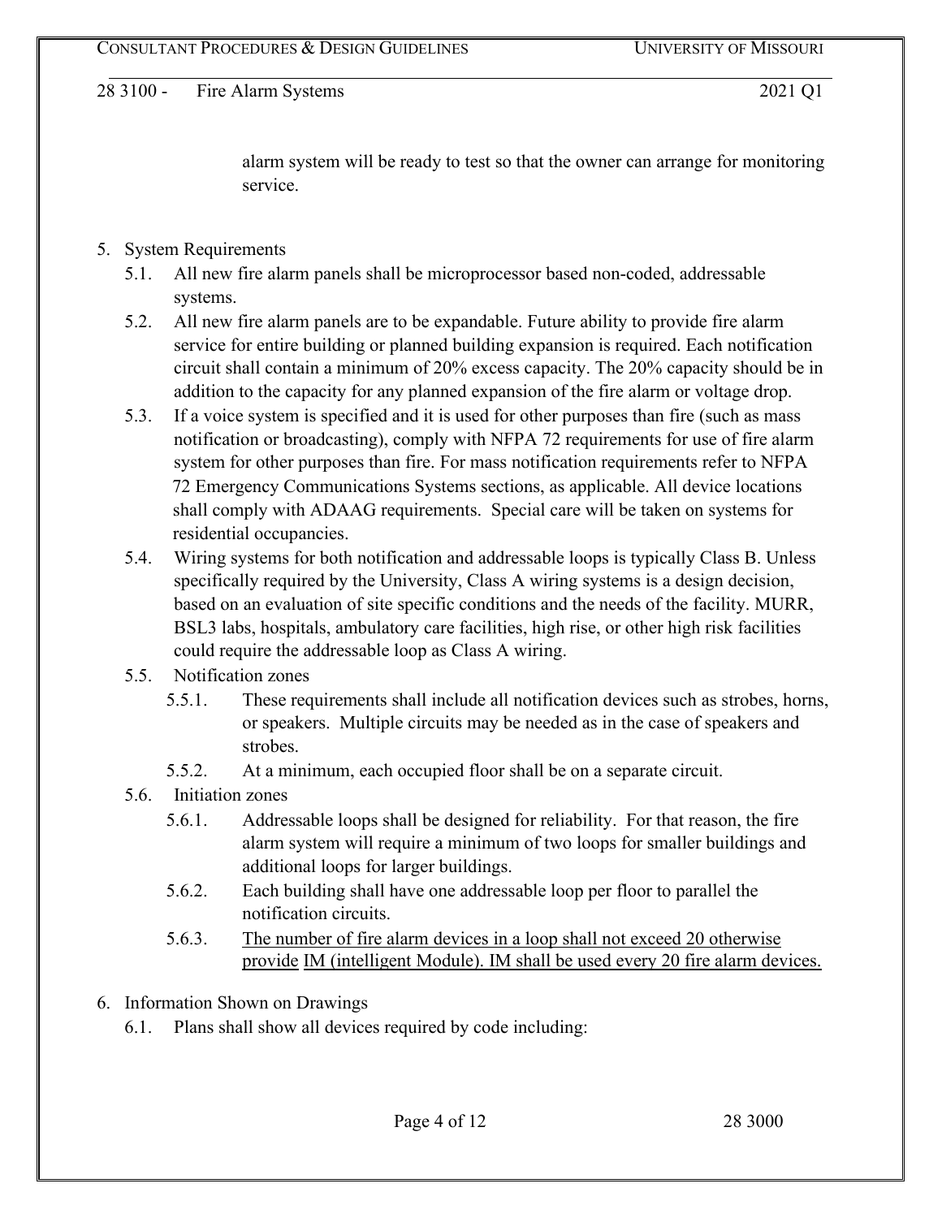alarm system will be ready to test so that the owner can arrange for monitoring service.

5. System Requirements
   - 5.1. All new fire alarm panels shall be microprocessor based non-coded, addressable systems.
   - 5.2. All new fire alarm panels are to be expandable. Future ability to provide fire alarm service for entire building or planned building expansion is required. Each notification circuit shall contain a minimum of 20% excess capacity. The 20% capacity should be in addition to the capacity for any planned expansion of the fire alarm or voltage drop.
   - 5.3. If a voice system is specified and it is used for other purposes than fire (such as mass notification or broadcasting), comply with NFPA 72 requirements for use of fire alarm system for other purposes than fire. For mass notification requirements refer to NFPA 72 Emergency Communications Systems sections, as applicable. All device locations shall comply with ADAAG requirements. Special care will be taken on systems for residential occupancies.
   - 5.4. Wiring systems for both notification and addressable loops is typically Class B. Unless specifically required by the University, Class A wiring systems is a design decision, based on an evaluation of site specific conditions and the needs of the facility. MURR, BSL3 labs, hospitals, ambulatory care facilities, high rise, or other high risk facilities could require the addressable loop as Class A wiring.
   - 5.5. Notification zones
     - 5.5.1. These requirements shall include all notification devices such as strobes, horns, or speakers. Multiple circuits may be needed as in the case of speakers and strobes.
     - 5.5.2. At a minimum, each occupied floor shall be on a separate circuit.
   - 5.6. Initiation zones
     - 5.6.1. Addressable loops shall be designed for reliability. For that reason, the fire alarm system will require a minimum of two loops for smaller buildings and additional loops for larger buildings.
     - 5.6.2. Each building shall have one addressable loop per floor to parallel the notification circuits.
     - 5.6.3. <u>The number of fire alarm devices in a loop shall not exceed 20 otherwise provide IM (intelligent Module). IM shall be used every 20 fire alarm devices.</u>

6. Information Shown on Drawings
   - 6.1. Plans shall show all devices required by code including: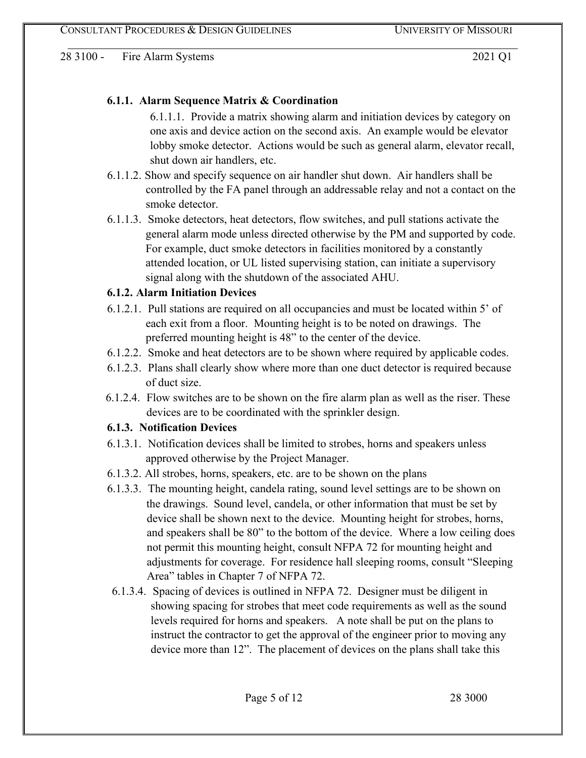### 6.1.1. Alarm Sequence Matrix & Coordination

6.1.1.1. Provide a matrix showing alarm and initiation devices by category on one axis and device action on the second axis. An example would be elevator lobby smoke detector. Actions would be such as general alarm, elevator recall, shut down air handlers, etc.

6.1.1.2. Show and specify sequence on air handler shut down. Air handlers shall be controlled by the FA panel through an addressable relay and not a contact on the smoke detector.

6.1.1.3. Smoke detectors, heat detectors, flow switches, and pull stations activate the general alarm mode unless directed otherwise by the PM and supported by code. For example, duct smoke detectors in facilities monitored by a constantly attended location, or UL listed supervising station, can initiate a supervisory signal along with the shutdown of the associated AHU.

### 6.1.2. Alarm Initiation Devices

6.1.2.1. Pull stations are required on all occupancies and must be located within 5' of each exit from a floor. Mounting height is to be noted on drawings. The preferred mounting height is 48" to the center of the device.

6.1.2.2. Smoke and heat detectors are to be shown where required by applicable codes.

6.1.2.3. Plans shall clearly show where more than one duct detector is required because of duct size.

6.1.2.4. Flow switches are to be shown on the fire alarm plan as well as the riser. These devices are to be coordinated with the sprinkler design.

### 6.1.3. Notification Devices

6.1.3.1. Notification devices shall be limited to strobes, horns and speakers unless approved otherwise by the Project Manager.

6.1.3.2. All strobes, horns, speakers, etc. are to be shown on the plans

6.1.3.3. The mounting height, candela rating, sound level settings are to be shown on the drawings. Sound level, candela, or other information that must be set by device shall be shown next to the device. Mounting height for strobes, horns, and speakers shall be 80" to the bottom of the device. Where a low ceiling does not permit this mounting height, consult NFPA 72 for mounting height and adjustments for coverage. For residence hall sleeping rooms, consult "Sleeping Area" tables in Chapter 7 of NFPA 72.

6.1.3.4. Spacing of devices is outlined in NFPA 72. Designer must be diligent in showing spacing for strobes that meet code requirements as well as the sound levels required for horns and speakers. A note shall be put on the plans to instruct the contractor to get the approval of the engineer prior to moving any device more than 12". The placement of devices on the plans shall take this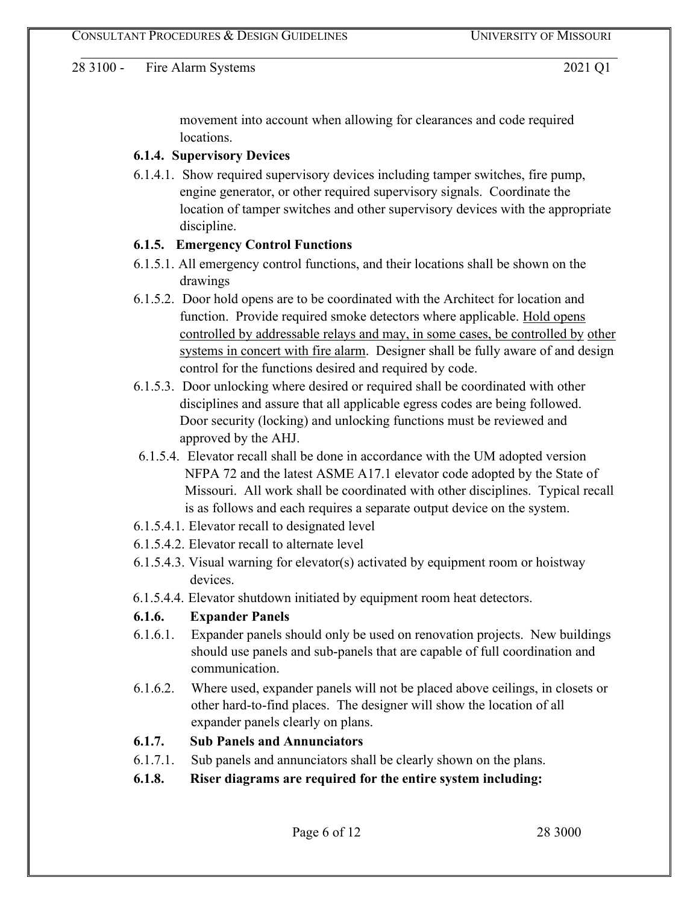movement into account when allowing for clearances and code required locations.

**6.1.4. Supervisory Devices**

6.1.4.1. Show required supervisory devices including tamper switches, fire pump, engine generator, or other required supervisory signals. Coordinate the location of tamper switches and other supervisory devices with the appropriate discipline.

**6.1.5. Emergency Control Functions**

6.1.5.1. All emergency control functions, and their locations shall be shown on the drawings

6.1.5.2. Door hold opens are to be coordinated with the Architect for location and function. Provide required smoke detectors where applicable. Hold opens controlled by addressable relays and may, in some cases, be controlled by other systems in concert with fire alarm. Designer shall be fully aware of and design control for the functions desired and required by code.

6.1.5.3. Door unlocking where desired or required shall be coordinated with other disciplines and assure that all applicable egress codes are being followed. Door security (locking) and unlocking functions must be reviewed and approved by the AHJ.

6.1.5.4. Elevator recall shall be done in accordance with the UM adopted version NFPA 72 and the latest ASME A17.1 elevator code adopted by the State of Missouri. All work shall be coordinated with other disciplines. Typical recall is as follows and each requires a separate output device on the system.

6.1.5.4.1. Elevator recall to designated level

6.1.5.4.2. Elevator recall to alternate level

6.1.5.4.3. Visual warning for elevator(s) activated by equipment room or hoistway devices.

6.1.5.4.4. Elevator shutdown initiated by equipment room heat detectors.

**6.1.6. Expander Panels**

6.1.6.1. Expander panels should only be used on renovation projects. New buildings should use panels and sub-panels that are capable of full coordination and communication.

6.1.6.2. Where used, expander panels will not be placed above ceilings, in closets or other hard-to-find places. The designer will show the location of all expander panels clearly on plans.

**6.1.7. Sub Panels and Annunciators**

6.1.7.1. Sub panels and annunciators shall be clearly shown on the plans.

**6.1.8. Riser diagrams are required for the entire system including:**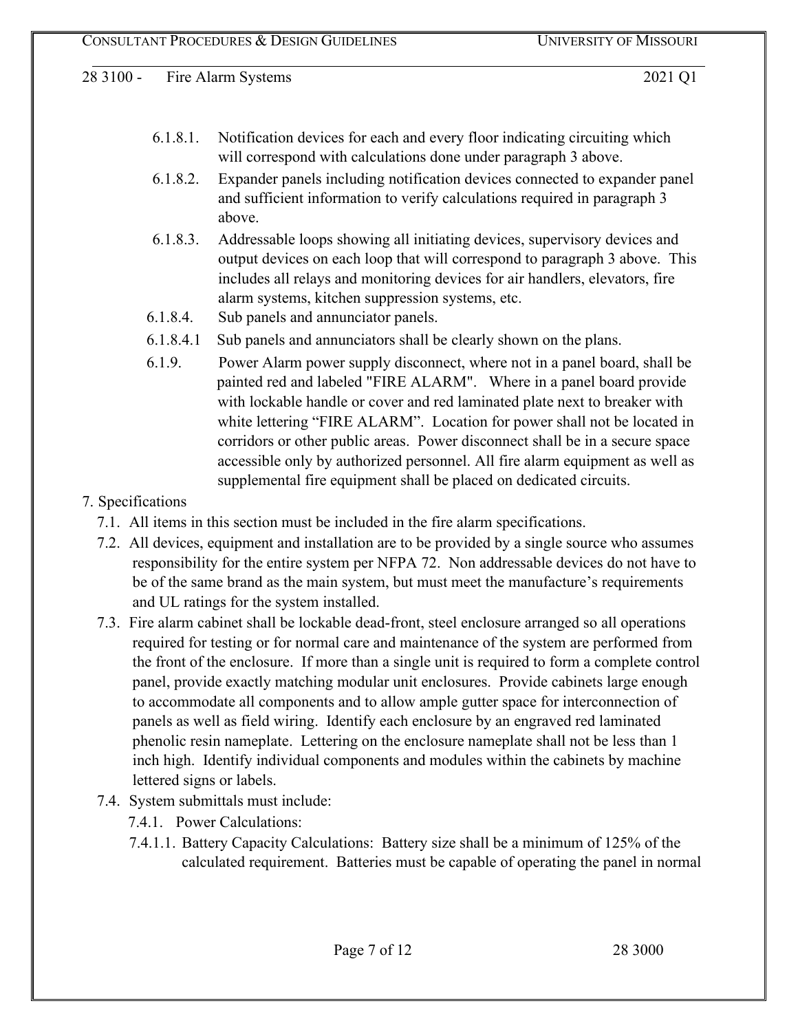6.1.8.1. Notification devices for each and every floor indicating circuiting which will correspond with calculations done under paragraph 3 above.

6.1.8.2. Expander panels including notification devices connected to expander panel and sufficient information to verify calculations required in paragraph 3 above.

6.1.8.3. Addressable loops showing all initiating devices, supervisory devices and output devices on each loop that will correspond to paragraph 3 above. This includes all relays and monitoring devices for air handlers, elevators, fire alarm systems, kitchen suppression systems, etc.

6.1.8.4. Sub panels and annunciator panels.

6.1.8.4.1 Sub panels and annunciators shall be clearly shown on the plans.

6.1.9. Power Alarm power supply disconnect, where not in a panel board, shall be painted red and labeled "FIRE ALARM". Where in a panel board provide with lockable handle or cover and red laminated plate next to breaker with white lettering "FIRE ALARM". Location for power shall not be located in corridors or other public areas. Power disconnect shall be in a secure space accessible only by authorized personnel. All fire alarm equipment as well as supplemental fire equipment shall be placed on dedicated circuits.

7. Specifications

7.1. All items in this section must be included in the fire alarm specifications.

7.2. All devices, equipment and installation are to be provided by a single source who assumes responsibility for the entire system per NFPA 72. Non addressable devices do not have to be of the same brand as the main system, but must meet the manufacture's requirements and UL ratings for the system installed.

7.3. Fire alarm cabinet shall be lockable dead-front, steel enclosure arranged so all operations required for testing or for normal care and maintenance of the system are performed from the front of the enclosure. If more than a single unit is required to form a complete control panel, provide exactly matching modular unit enclosures. Provide cabinets large enough to accommodate all components and to allow ample gutter space for interconnection of panels as well as field wiring. Identify each enclosure by an engraved red laminated phenolic resin nameplate. Lettering on the enclosure nameplate shall not be less than 1 inch high. Identify individual components and modules within the cabinets by machine lettered signs or labels.

7.4. System submittals must include:

7.4.1. Power Calculations:

7.4.1.1. Battery Capacity Calculations: Battery size shall be a minimum of 125% of the calculated requirement. Batteries must be capable of operating the panel in normal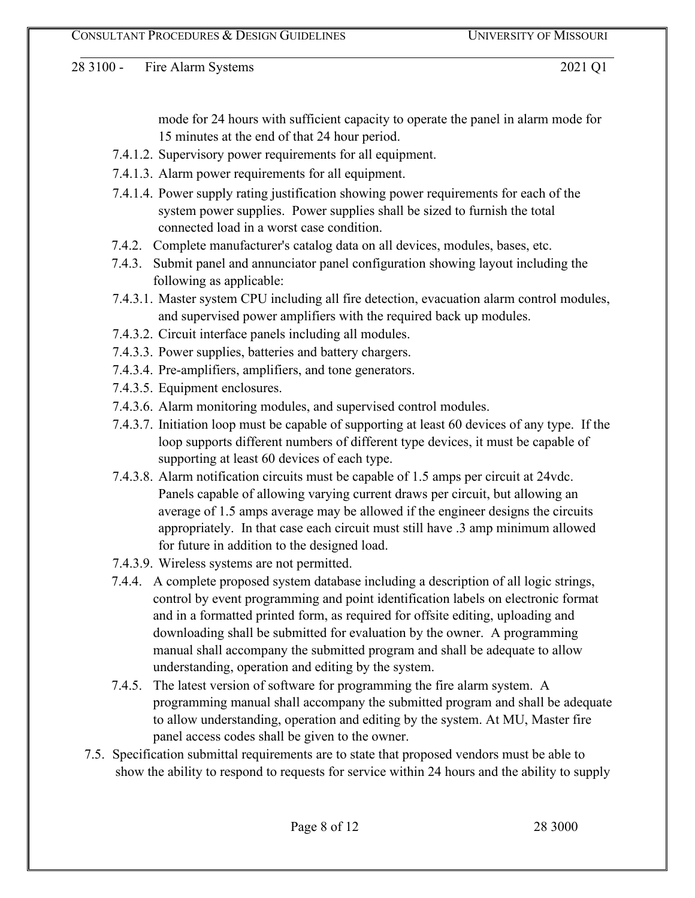mode for 24 hours with sufficient capacity to operate the panel in alarm mode for 15 minutes at the end of that 24 hour period.

7.4.1.2. Supervisory power requirements for all equipment.

7.4.1.3. Alarm power requirements for all equipment.

7.4.1.4. Power supply rating justification showing power requirements for each of the system power supplies. Power supplies shall be sized to furnish the total connected load in a worst case condition.

7.4.2. Complete manufacturer's catalog data on all devices, modules, bases, etc.

7.4.3. Submit panel and annunciator panel configuration showing layout including the following as applicable:

7.4.3.1. Master system CPU including all fire detection, evacuation alarm control modules, and supervised power amplifiers with the required back up modules.

7.4.3.2. Circuit interface panels including all modules.

7.4.3.3. Power supplies, batteries and battery chargers.

7.4.3.4. Pre-amplifiers, amplifiers, and tone generators.

7.4.3.5. Equipment enclosures.

7.4.3.6. Alarm monitoring modules, and supervised control modules.

7.4.3.7. Initiation loop must be capable of supporting at least 60 devices of any type. If the loop supports different numbers of different type devices, it must be capable of supporting at least 60 devices of each type.

7.4.3.8. Alarm notification circuits must be capable of 1.5 amps per circuit at 24vdc. Panels capable of allowing varying current draws per circuit, but allowing an average of 1.5 amps average may be allowed if the engineer designs the circuits appropriately. In that case each circuit must still have .3 amp minimum allowed for future in addition to the designed load.

7.4.3.9. Wireless systems are not permitted.

7.4.4. A complete proposed system database including a description of all logic strings, control by event programming and point identification labels on electronic format and in a formatted printed form, as required for offsite editing, uploading and downloading shall be submitted for evaluation by the owner. A programming manual shall accompany the submitted program and shall be adequate to allow understanding, operation and editing by the system.

7.4.5. The latest version of software for programming the fire alarm system. A programming manual shall accompany the submitted program and shall be adequate to allow understanding, operation and editing by the system. At MU, Master fire panel access codes shall be given to the owner.

7.5. Specification submittal requirements are to state that proposed vendors must be able to show the ability to respond to requests for service within 24 hours and the ability to supply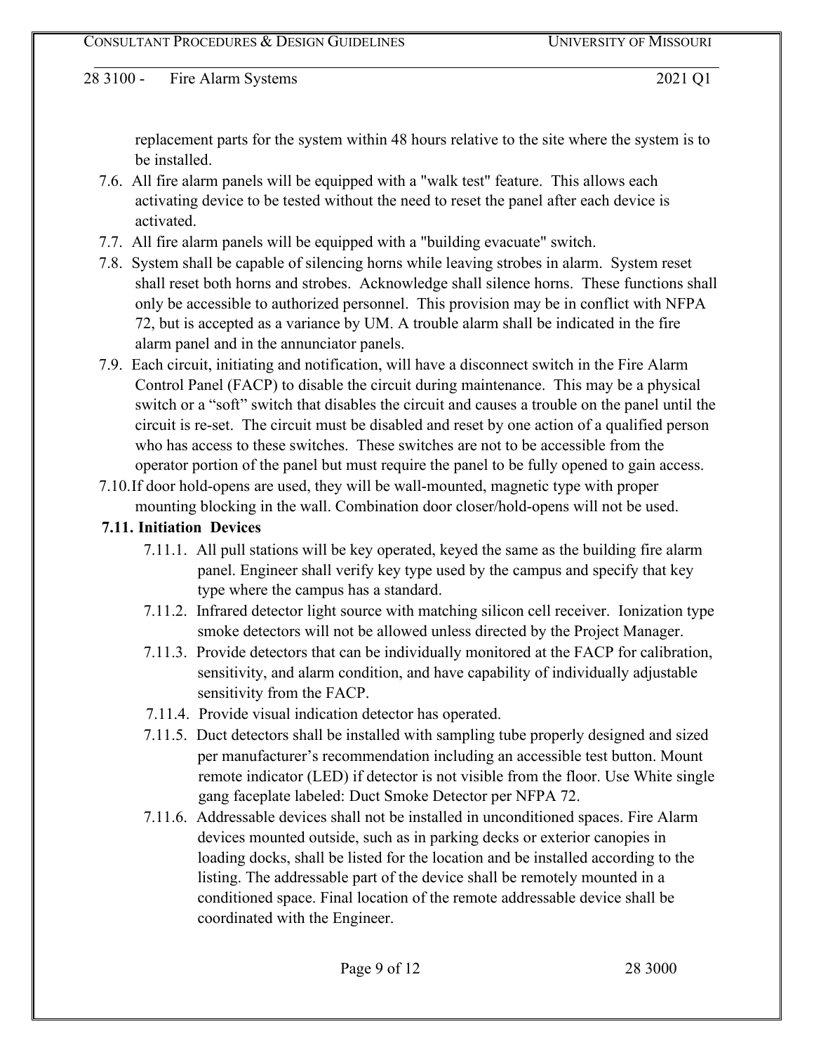replacement parts for the system within 48 hours relative to the site where the system is to be installed.

7.6. All fire alarm panels will be equipped with a "walk test" feature. This allows each activating device to be tested without the need to reset the panel after each device is activated.

7.7. All fire alarm panels will be equipped with a "building evacuate" switch.

7.8. System shall be capable of silencing horns while leaving strobes in alarm. System reset shall reset both horns and strobes. Acknowledge shall silence horns. These functions shall only be accessible to authorized personnel. This provision may be in conflict with NFPA 72, but is accepted as a variance by UM. A trouble alarm shall be indicated in the fire alarm panel and in the annunciator panels.

7.9. Each circuit, initiating and notification, will have a disconnect switch in the Fire Alarm Control Panel (FACP) to disable the circuit during maintenance. This may be a physical switch or a "soft" switch that disables the circuit and causes a trouble on the panel until the circuit is re-set. The circuit must be disabled and reset by one action of a qualified person who has access to these switches. These switches are not to be accessible from the operator portion of the panel but must require the panel to be fully opened to gain access.

7.10. If door hold-opens are used, they will be wall-mounted, magnetic type with proper mounting blocking in the wall. Combination door closer/hold-opens will not be used.

**7.11. Initiation Devices**

7.11.1. All pull stations will be key operated, keyed the same as the building fire alarm panel. Engineer shall verify key type used by the campus and specify that key type where the campus has a standard.

7.11.2. Infrared detector light source with matching silicon cell receiver. Ionization type smoke detectors will not be allowed unless directed by the Project Manager.

7.11.3. Provide detectors that can be individually monitored at the FACP for calibration, sensitivity, and alarm condition, and have capability of individually adjustable sensitivity from the FACP.

7.11.4. Provide visual indication detector has operated.

7.11.5. Duct detectors shall be installed with sampling tube properly designed and sized per manufacturer's recommendation including an accessible test button. Mount remote indicator (LED) if detector is not visible from the floor. Use White single gang faceplate labeled: Duct Smoke Detector per NFPA 72.

7.11.6. Addressable devices shall not be installed in unconditioned spaces. Fire Alarm devices mounted outside, such as in parking decks or exterior canopies in loading docks, shall be listed for the location and be installed according to the listing. The addressable part of the device shall be remotely mounted in a conditioned space. Final location of the remote addressable device shall be coordinated with the Engineer.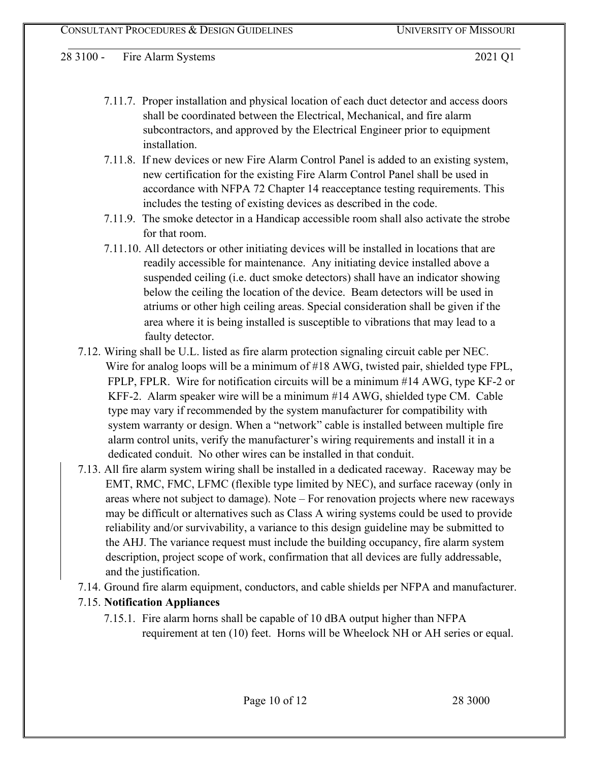7.11.7. Proper installation and physical location of each duct detector and access doors shall be coordinated between the Electrical, Mechanical, and fire alarm subcontractors, and approved by the Electrical Engineer prior to equipment installation.

7.11.8. If new devices or new Fire Alarm Control Panel is added to an existing system, new certification for the existing Fire Alarm Control Panel shall be used in accordance with NFPA 72 Chapter 14 reacceptance testing requirements. This includes the testing of existing devices as described in the code.

7.11.9. The smoke detector in a Handicap accessible room shall also activate the strobe for that room.

7.11.10. All detectors or other initiating devices will be installed in locations that are readily accessible for maintenance. Any initiating device installed above a suspended ceiling (i.e. duct smoke detectors) shall have an indicator showing below the ceiling the location of the device. Beam detectors will be used in atriums or other high ceiling areas. Special consideration shall be given if the area where it is being installed is susceptible to vibrations that may lead to a faulty detector.

7.12. Wiring shall be U.L. listed as fire alarm protection signaling circuit cable per NEC. Wire for analog loops will be a minimum of #18 AWG, twisted pair, shielded type FPL, FPLP, FPLR. Wire for notification circuits will be a minimum #14 AWG, type KF-2 or KFF-2. Alarm speaker wire will be a minimum #14 AWG, shielded type CM. Cable type may vary if recommended by the system manufacturer for compatibility with system warranty or design. When a "network" cable is installed between multiple fire alarm control units, verify the manufacturer's wiring requirements and install it in a dedicated conduit. No other wires can be installed in that conduit.

7.13. All fire alarm system wiring shall be installed in a dedicated raceway. Raceway may be EMT, RMC, FMC, LFMC (flexible type limited by NEC), and surface raceway (only in areas where not subject to damage). Note – For renovation projects where new raceways may be difficult or alternatives such as Class A wiring systems could be used to provide reliability and/or survivability, a variance to this design guideline may be submitted to the AHJ. The variance request must include the building occupancy, fire alarm system description, project scope of work, confirmation that all devices are fully addressable, and the justification.

7.14. Ground fire alarm equipment, conductors, and cable shields per NFPA and manufacturer.

7.15. **Notification Appliances**

7.15.1. Fire alarm horns shall be capable of 10 dBA output higher than NFPA requirement at ten (10) feet. Horns will be Wheelock NH or AH series or equal.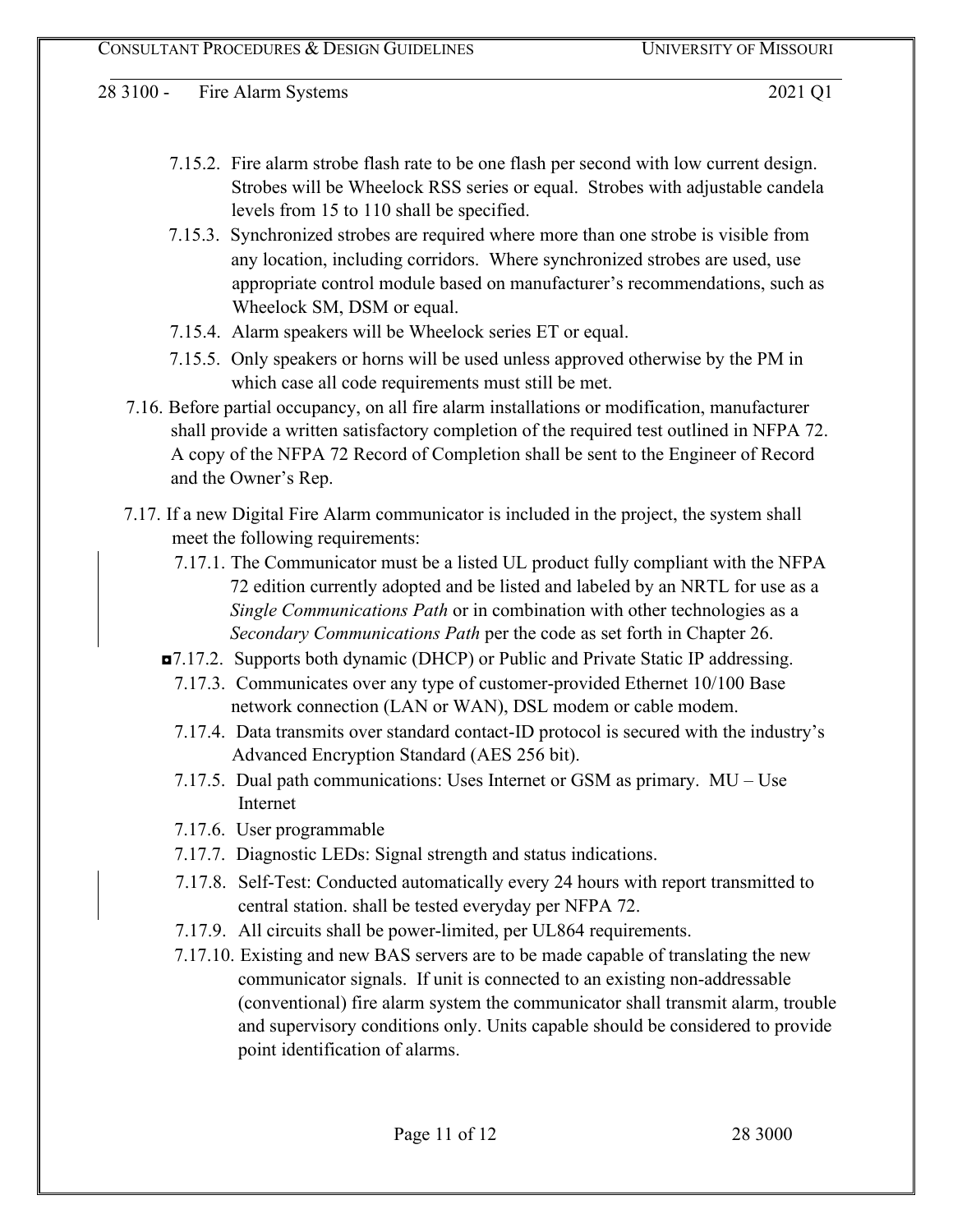7.15.2. Fire alarm strobe flash rate to be one flash per second with low current design. Strobes will be Wheelock RSS series or equal. Strobes with adjustable candela levels from 15 to 110 shall be specified.

7.15.3. Synchronized strobes are required where more than one strobe is visible from any location, including corridors. Where synchronized strobes are used, use appropriate control module based on manufacturer's recommendations, such as Wheelock SM, DSM or equal.

7.15.4. Alarm speakers will be Wheelock series ET or equal.

7.15.5. Only speakers or horns will be used unless approved otherwise by the PM in which case all code requirements must still be met.

7.16. Before partial occupancy, on all fire alarm installations or modification, manufacturer shall provide a written satisfactory completion of the required test outlined in NFPA 72. A copy of the NFPA 72 Record of Completion shall be sent to the Engineer of Record and the Owner's Rep.

7.17. If a new Digital Fire Alarm communicator is included in the project, the system shall meet the following requirements:

7.17.1. The Communicator must be a listed UL product fully compliant with the NFPA 72 edition currently adopted and be listed and labeled by an NRTL for use as a *Single Communications Path* or in combination with other technologies as a *Secondary Communications Path* per the code as set forth in Chapter 26.

◘7.17.2. Supports both dynamic (DHCP) or Public and Private Static IP addressing.

7.17.3. Communicates over any type of customer-provided Ethernet 10/100 Base network connection (LAN or WAN), DSL modem or cable modem.

7.17.4. Data transmits over standard contact-ID protocol is secured with the industry's Advanced Encryption Standard (AES 256 bit).

7.17.5. Dual path communications: Uses Internet or GSM as primary. MU – Use Internet

7.17.6. User programmable

7.17.7. Diagnostic LEDs: Signal strength and status indications.

7.17.8. Self-Test: Conducted automatically every 24 hours with report transmitted to central station. shall be tested everyday per NFPA 72.

7.17.9. All circuits shall be power-limited, per UL864 requirements.

7.17.10. Existing and new BAS servers are to be made capable of translating the new communicator signals. If unit is connected to an existing non-addressable (conventional) fire alarm system the communicator shall transmit alarm, trouble and supervisory conditions only. Units capable should be considered to provide point identification of alarms.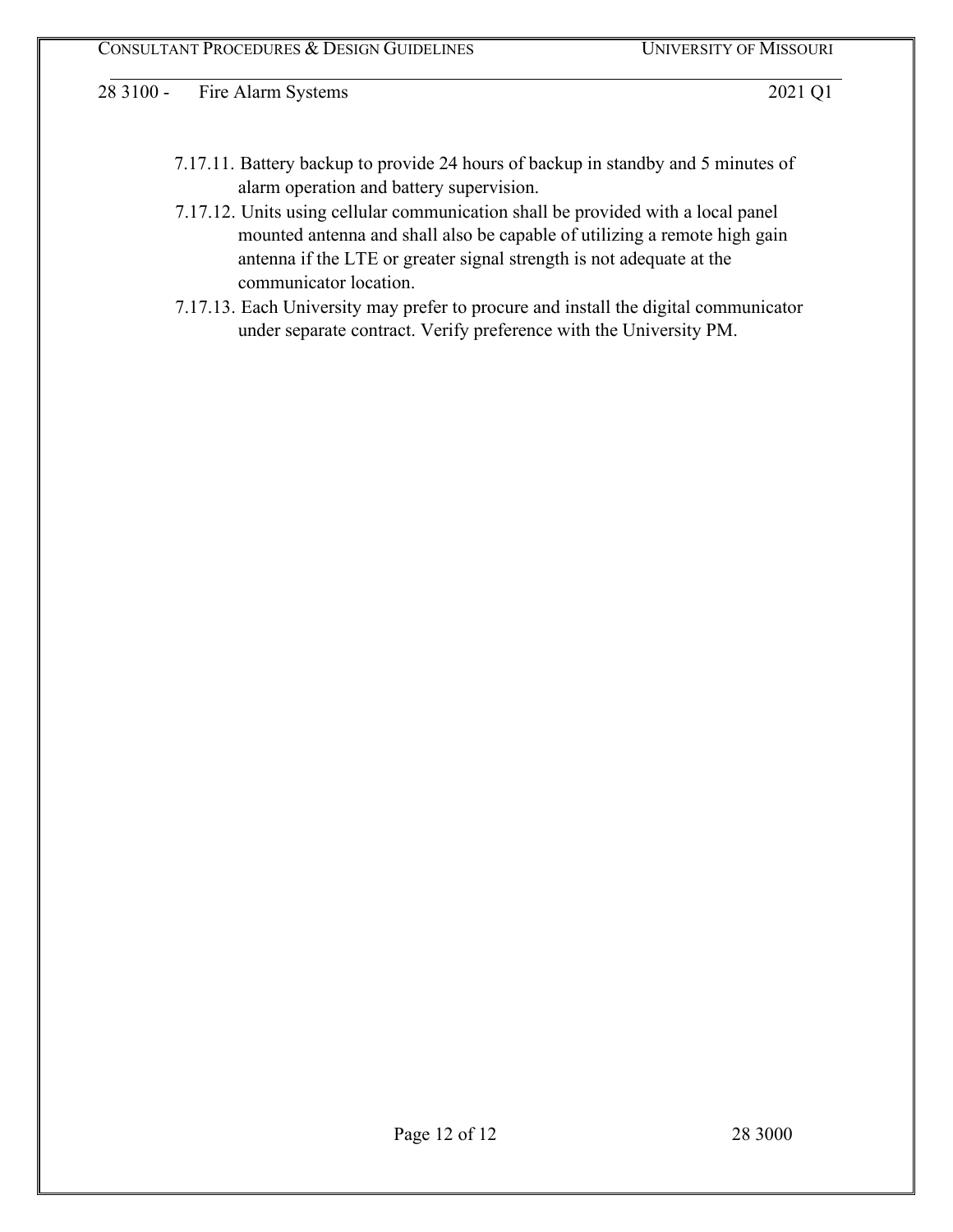7.17.11. Battery backup to provide 24 hours of backup in standby and 5 minutes of alarm operation and battery supervision.

7.17.12. Units using cellular communication shall be provided with a local panel mounted antenna and shall also be capable of utilizing a remote high gain antenna if the LTE or greater signal strength is not adequate at the communicator location.

7.17.13. Each University may prefer to procure and install the digital communicator under separate contract. Verify preference with the University PM.